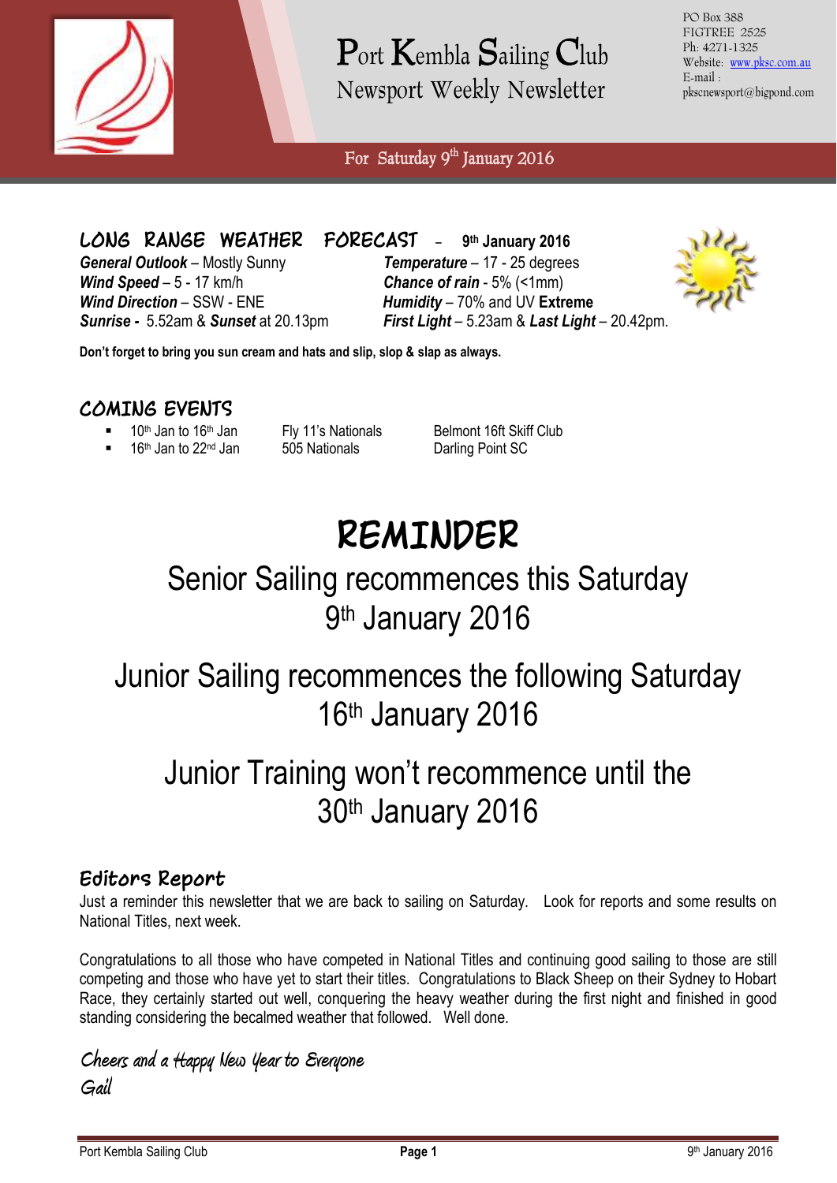# Port Kembla Sailing Club

## Newsport Weekly Newsletter

PO Box 388
FIGTREE 2525
Ph: 4271-1325
Website: www.pksc.com.au
E-mail : pkscnewsport@bigpond.com

For Saturday 9th January 2016

## LONG RANGE WEATHER FORECAST – 9th January 2016

***General Outlook*** – Mostly Sunny
***Wind Speed*** – 5 - 17 km/h
***Wind Direction*** – SSW - ENE
***Sunrise -*** 5.52am & ***Sunset*** at 20.13pm

***Temperature*** – 17 - 25 degrees
***Chance of rain*** - 5% (<1mm)
***Humidity*** – 70% and UV **Extreme**
***First Light*** – 5.23am & ***Last Light*** – 20.42pm.

**Don't forget to bring you sun cream and hats and slip, slop & slap as always.**

## COMING EVENTS

- 10th Jan to 16th Jan — Fly 11's Nationals — Belmont 16ft Skiff Club
- 16th Jan to 22nd Jan — 505 Nationals — Darling Point SC

# REMINDER

Senior Sailing recommences this Saturday 9th January 2016

Junior Sailing recommences the following Saturday 16th January 2016

Junior Training won't recommence until the 30th January 2016

## Editors Report

Just a reminder this newsletter that we are back to sailing on Saturday. Look for reports and some results on National Titles, next week.

Congratulations to all those who have competed in National Titles and continuing good sailing to those are still competing and those who have yet to start their titles. Congratulations to Black Sheep on their Sydney to Hobart Race, they certainly started out well, conquering the heavy weather during the first night and finished in good standing considering the becalmed weather that followed. Well done.

*Cheers and a Happy New Year to Everyone*
*Gail*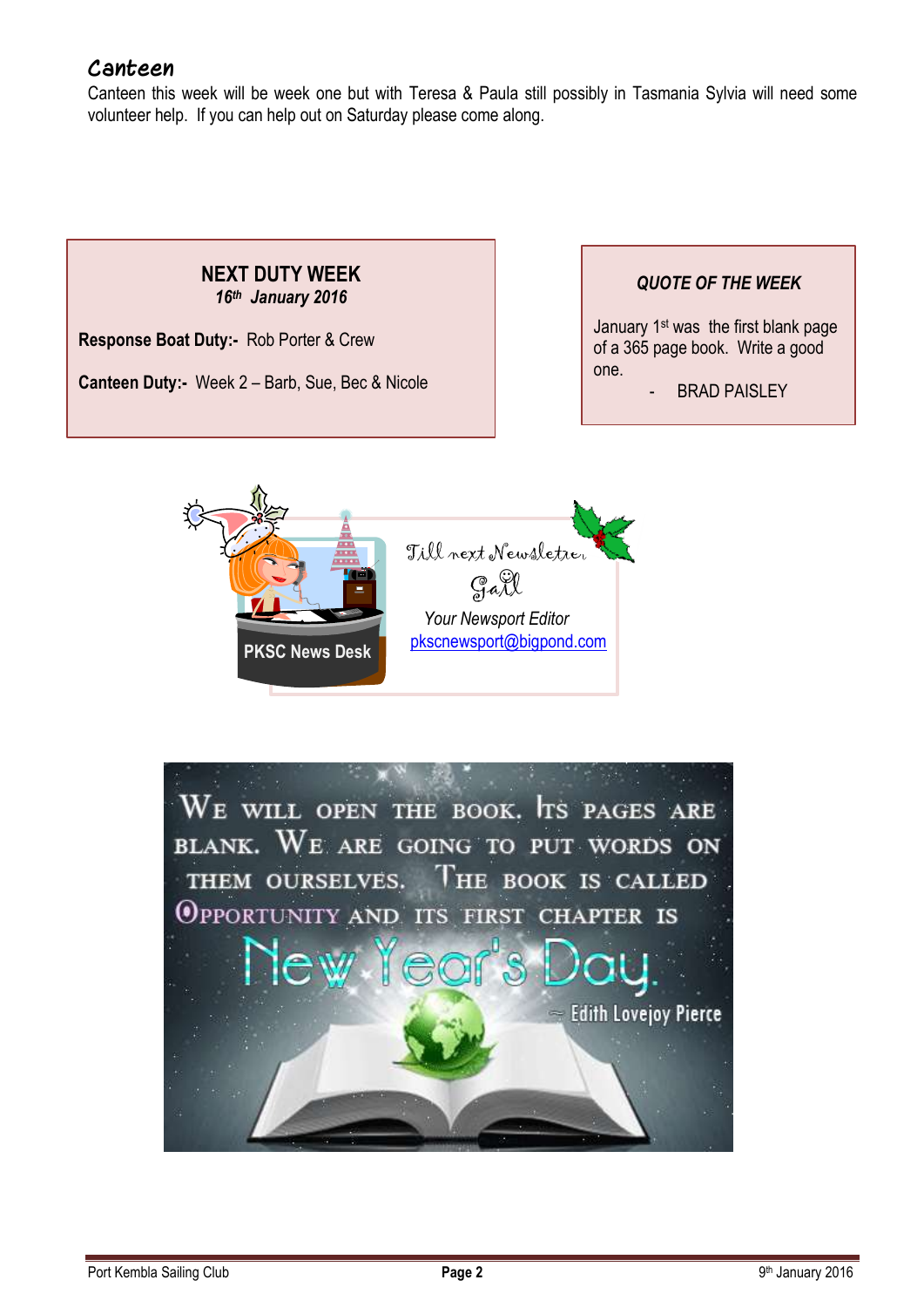## Canteen

Canteen this week will be week one but with Teresa & Paula still possibly in Tasmania Sylvia will need some volunteer help. If you can help out on Saturday please come along.

**NEXT DUTY WEEK**
***16th January 2016***

**Response Boat Duty:-** Rob Porter & Crew

**Canteen Duty:-** Week 2 – Barb, Sue, Bec & Nicole

***QUOTE OF THE WEEK***

January 1st was the first blank page of a 365 page book. Write a good one.

- BRAD PAISLEY

PKSC News Desk

Till next Newsletter
Gail

*Your Newsport Editor*
pkscnewsport@bigpond.com

We will open the book. Its pages are blank. We are going to put words on them ourselves. The book is called Opportunity and its first chapter is New Year's Day.

~ Edith Lovejoy Pierce